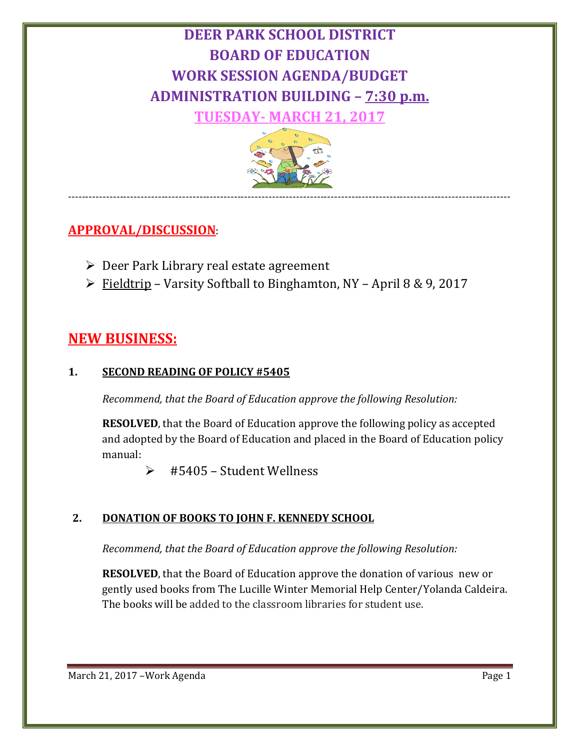# DEER PARK SCHOOL DISTRICT
# BOARD OF EDUCATION
# WORK SESSION AGENDA/BUDGET
# ADMINISTRATION BUILDING – 7:30 p.m.
# TUESDAY- MARCH 21, 2017

---

## APPROVAL/DISCUSSION:

- Deer Park Library real estate agreement
- Fieldtrip – Varsity Softball to Binghamton, NY – April 8 & 9, 2017

## NEW BUSINESS:

### 1. SECOND READING OF POLICY #5405

*Recommend, that the Board of Education approve the following Resolution:*

**RESOLVED**, that the Board of Education approve the following policy as accepted and adopted by the Board of Education and placed in the Board of Education policy manual:

- #5405 – Student Wellness

### 2. DONATION OF BOOKS TO JOHN F. KENNEDY SCHOOL

*Recommend, that the Board of Education approve the following Resolution:*

**RESOLVED**, that the Board of Education approve the donation of various new or gently used books from The Lucille Winter Memorial Help Center/Yolanda Caldeira. The books will be added to the classroom libraries for student use.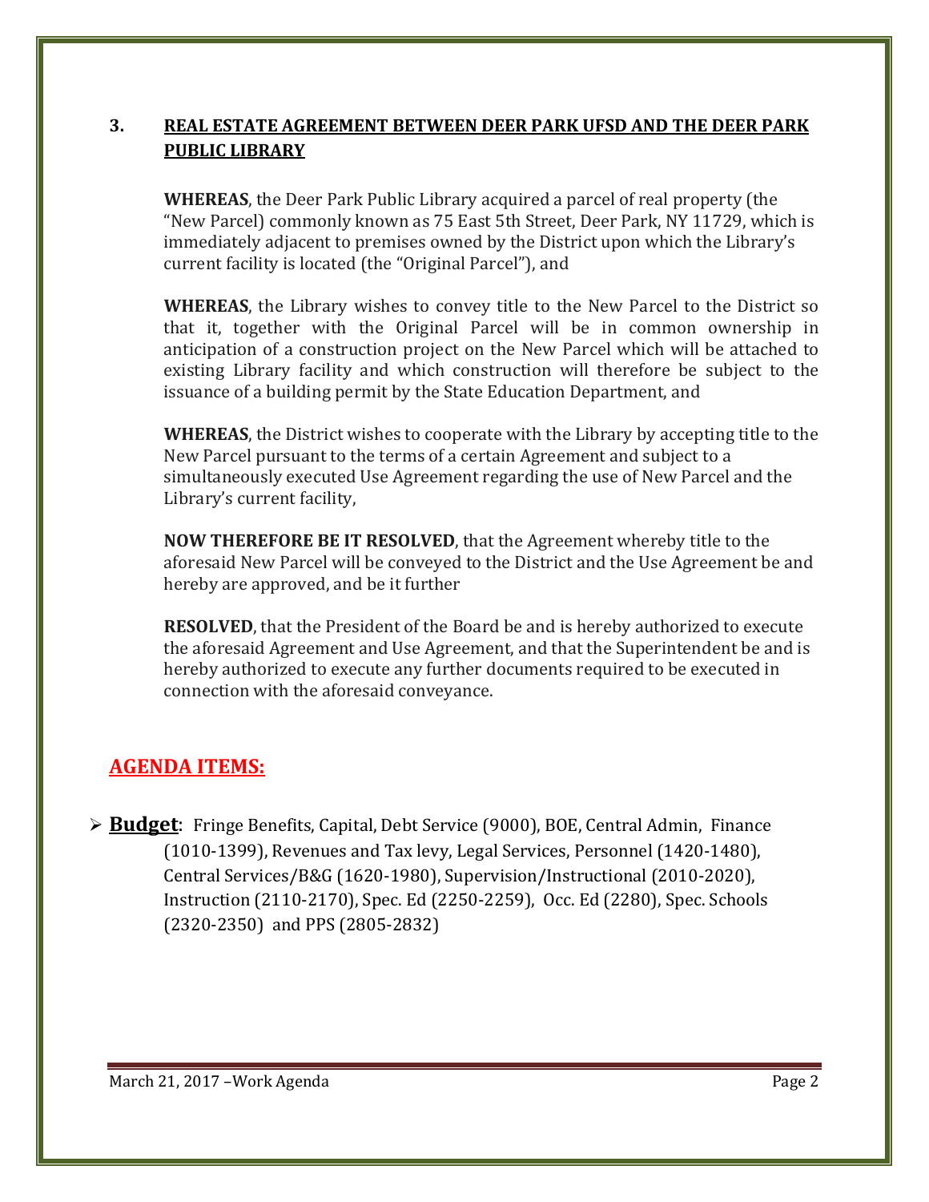### 3. REAL ESTATE AGREEMENT BETWEEN DEER PARK UFSD AND THE DEER PARK PUBLIC LIBRARY

**WHEREAS**, the Deer Park Public Library acquired a parcel of real property (the "New Parcel) commonly known as 75 East 5th Street, Deer Park, NY 11729, which is immediately adjacent to premises owned by the District upon which the Library's current facility is located (the "Original Parcel"), and

**WHEREAS**, the Library wishes to convey title to the New Parcel to the District so that it, together with the Original Parcel will be in common ownership in anticipation of a construction project on the New Parcel which will be attached to existing Library facility and which construction will therefore be subject to the issuance of a building permit by the State Education Department, and

**WHEREAS**, the District wishes to cooperate with the Library by accepting title to the New Parcel pursuant to the terms of a certain Agreement and subject to a simultaneously executed Use Agreement regarding the use of New Parcel and the Library's current facility,

**NOW THEREFORE BE IT RESOLVED**, that the Agreement whereby title to the aforesaid New Parcel will be conveyed to the District and the Use Agreement be and hereby are approved, and be it further

**RESOLVED**, that the President of the Board be and is hereby authorized to execute the aforesaid Agreement and Use Agreement, and that the Superintendent be and is hereby authorized to execute any further documents required to be executed in connection with the aforesaid conveyance.

## AGENDA ITEMS:

- **Budget**: Fringe Benefits, Capital, Debt Service (9000), BOE, Central Admin, Finance (1010-1399), Revenues and Tax levy, Legal Services, Personnel (1420-1480), Central Services/B&G (1620-1980), Supervision/Instructional (2010-2020), Instruction (2110-2170), Spec. Ed (2250-2259), Occ. Ed (2280), Spec. Schools (2320-2350) and PPS (2805-2832)